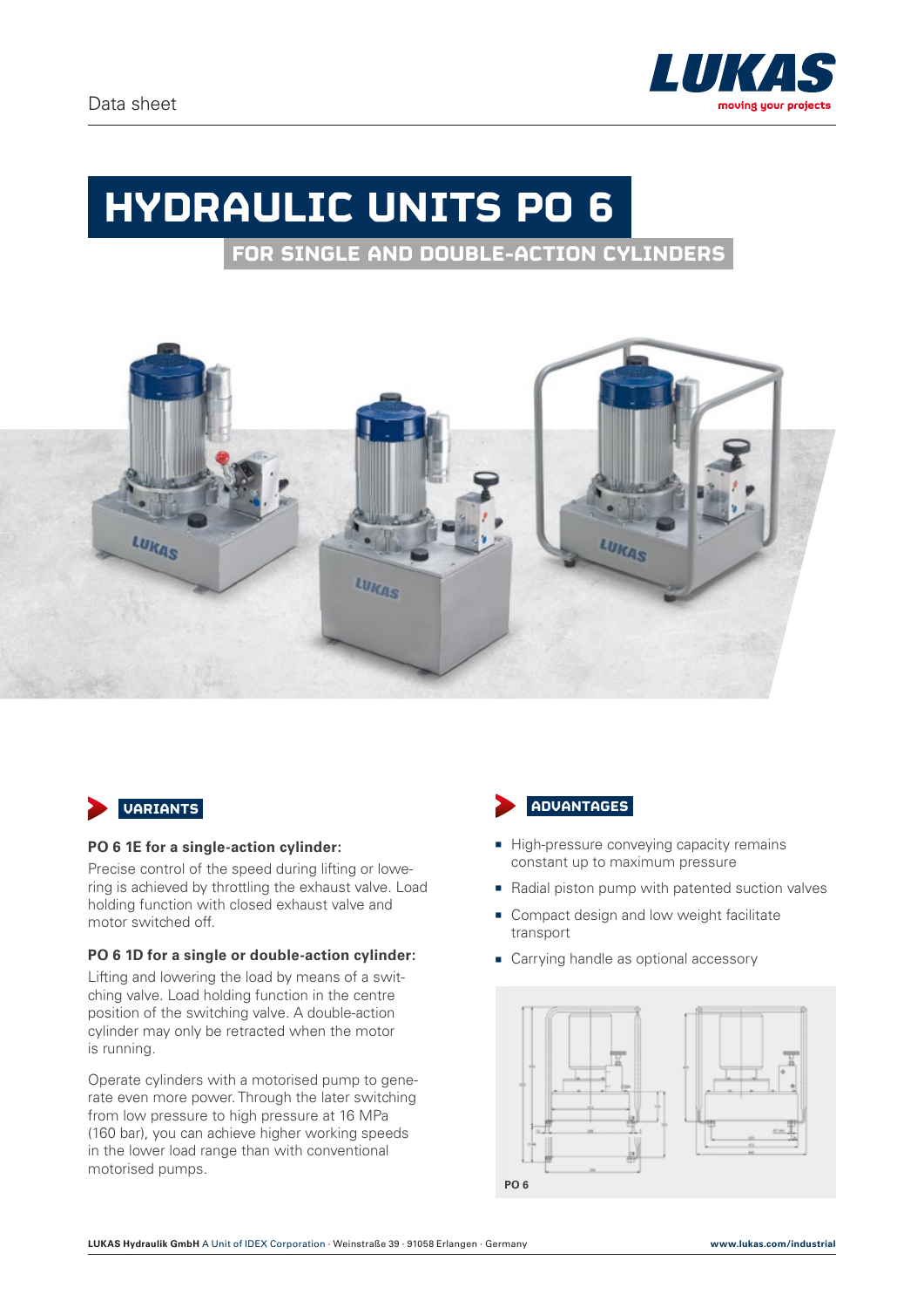Data sheet

# HYDRAULIC UNITS PO 6

## FOR SINGLE AND DOUBLE-ACTION CYLINDERS

### VARIANTS

**PO 6 1E for a single-action cylinder:**

Precise control of the speed during lifting or lowering is achieved by throttling the exhaust valve. Load holding function with closed exhaust valve and motor switched off.

**PO 6 1D for a single or double-action cylinder:**

Lifting and lowering the load by means of a switching valve. Load holding function in the centre position of the switching valve. A double-action cylinder may only be retracted when the motor is running.

Operate cylinders with a motorised pump to generate even more power. Through the later switching from low pressure to high pressure at 16 MPa (160 bar), you can achieve higher working speeds in the lower load range than with conventional motorised pumps.

### ADVANTAGES

- High-pressure conveying capacity remains constant up to maximum pressure
- Radial piston pump with patented suction valves
- Compact design and low weight facilitate transport
- Carrying handle as optional accessory

PO 6

LUKAS Hydraulik GmbH A Unit of IDEX Corporation · Weinstraße 39 · 91058 Erlangen · Germany

www.lukas.com/industrial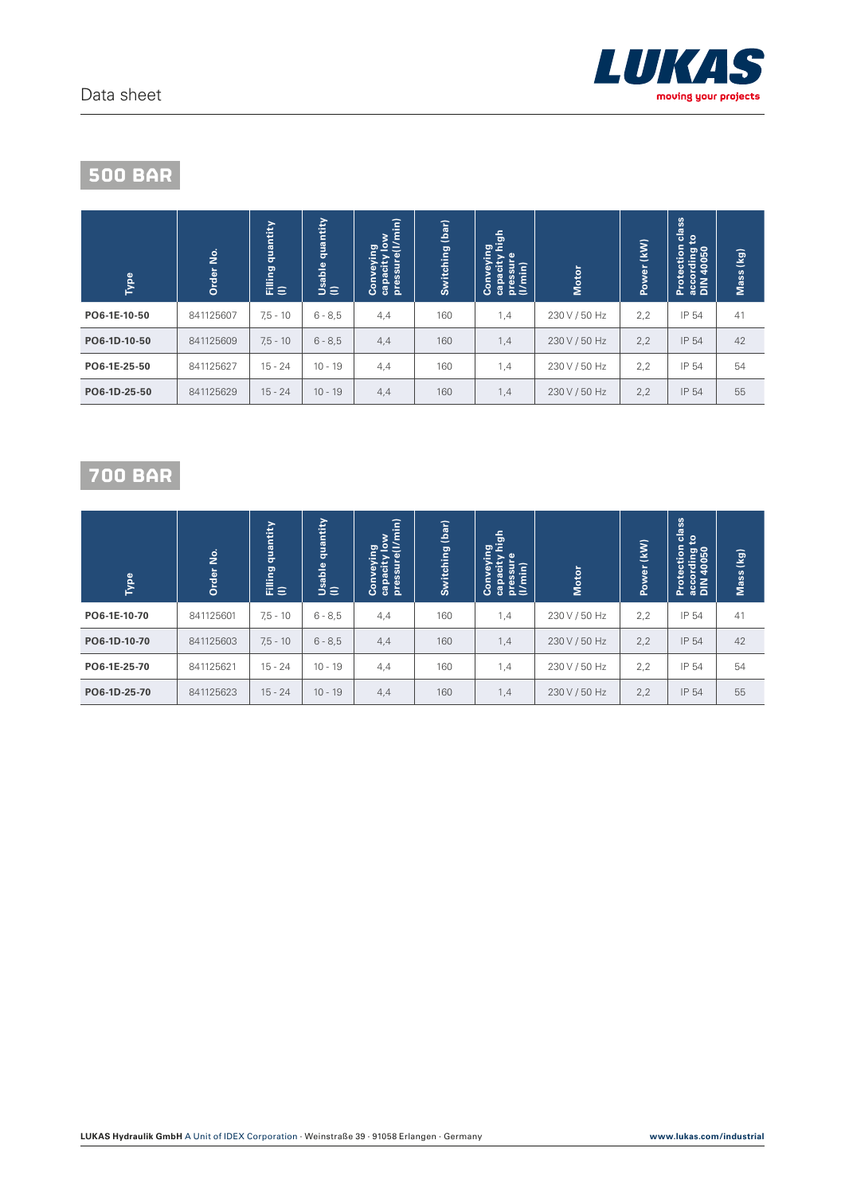## 500 BAR

| Type | Order No. | Filling quantity (l) | Usable quantity (l) | Conveying capacity low pressure(l/min) | Switching (bar) | Conveying capacity high pressure (l/min) | Motor | Power (kW) | Protection class according to DIN 40050 | Mass (kg) |
|---|---|---|---|---|---|---|---|---|---|---|
| **PO6-1E-10-50** | 841125607 | 7,5 - 10 | 6 - 8,5 | 4,4 | 160 | 1,4 | 230 V / 50 Hz | 2,2 | IP 54 | 41 |
| **PO6-1D-10-50** | 841125609 | 7,5 - 10 | 6 - 8,5 | 4,4 | 160 | 1,4 | 230 V / 50 Hz | 2,2 | IP 54 | 42 |
| **PO6-1E-25-50** | 841125627 | 15 - 24 | 10 - 19 | 4,4 | 160 | 1,4 | 230 V / 50 Hz | 2,2 | IP 54 | 54 |
| **PO6-1D-25-50** | 841125629 | 15 - 24 | 10 - 19 | 4,4 | 160 | 1,4 | 230 V / 50 Hz | 2,2 | IP 54 | 55 |

## 700 BAR

| Type | Order No. | Filling quantity (l) | Usable quantity (l) | Conveying capacity low pressure(l/min) | Switching (bar) | Conveying capacity high pressure (l/min) | Motor | Power (kW) | Protection class according to DIN 40050 | Mass (kg) |
|---|---|---|---|---|---|---|---|---|---|---|
| **PO6-1E-10-70** | 841125601 | 7,5 - 10 | 6 - 8,5 | 4,4 | 160 | 1,4 | 230 V / 50 Hz | 2,2 | IP 54 | 41 |
| **PO6-1D-10-70** | 841125603 | 7,5 - 10 | 6 - 8,5 | 4,4 | 160 | 1,4 | 230 V / 50 Hz | 2,2 | IP 54 | 42 |
| **PO6-1E-25-70** | 841125621 | 15 - 24 | 10 - 19 | 4,4 | 160 | 1,4 | 230 V / 50 Hz | 2,2 | IP 54 | 54 |
| **PO6-1D-25-70** | 841125623 | 15 - 24 | 10 - 19 | 4,4 | 160 | 1,4 | 230 V / 50 Hz | 2,2 | IP 54 | 55 |